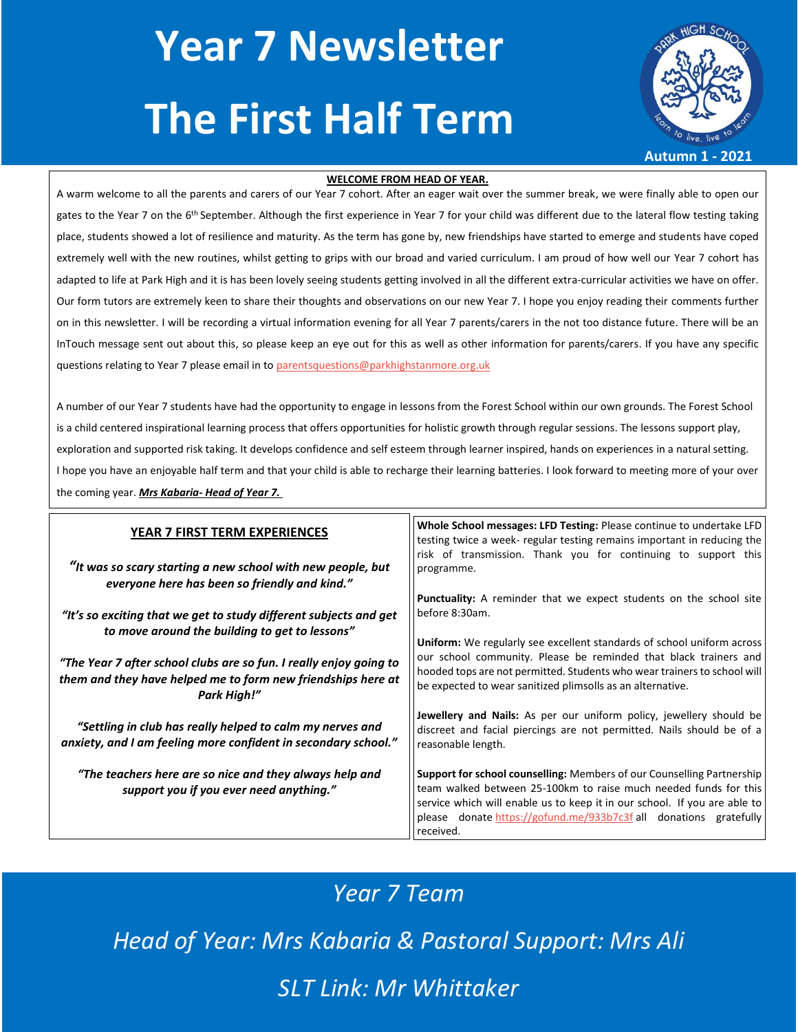# Year 7 Newsletter

# The First Half Term

PARK HIGH SCHOOL — learn to live, live to learn

**Autumn 1 - 2021**

## WELCOME FROM HEAD OF YEAR.

A warm welcome to all the parents and carers of our Year 7 cohort. After an eager wait over the summer break, we were finally able to open our gates to the Year 7 on the 6th September. Although the first experience in Year 7 for your child was different due to the lateral flow testing taking place, students showed a lot of resilience and maturity. As the term has gone by, new friendships have started to emerge and students have coped extremely well with the new routines, whilst getting to grips with our broad and varied curriculum. I am proud of how well our Year 7 cohort has adapted to life at Park High and it is has been lovely seeing students getting involved in all the different extra-curricular activities we have on offer. Our form tutors are extremely keen to share their thoughts and observations on our new Year 7. I hope you enjoy reading their comments further on in this newsletter. I will be recording a virtual information evening for all Year 7 parents/carers in the not too distance future. There will be an InTouch message sent out about this, so please keep an eye out for this as well as other information for parents/carers. If you have any specific questions relating to Year 7 please email in to parentsquestions@parkhighstanmore.org.uk

A number of our Year 7 students have had the opportunity to engage in lessons from the Forest School within our own grounds. The Forest School is a child centered inspirational learning process that offers opportunities for holistic growth through regular sessions. The lessons support play, exploration and supported risk taking. It develops confidence and self esteem through learner inspired, hands on experiences in a natural setting. I hope you have an enjoyable half term and that your child is able to recharge their learning batteries. I look forward to meeting more of your over the coming year. ***Mrs Kabaria- Head of Year 7.***

## YEAR 7 FIRST TERM EXPERIENCES

***"It was so scary starting a new school with new people, but everyone here has been so friendly and kind."***

***"It's so exciting that we get to study different subjects and get to move around the building to get to lessons"***

***"The Year 7 after school clubs are so fun. I really enjoy going to them and they have helped me to form new friendships here at Park High!"***

***"Settling in club has really helped to calm my nerves and anxiety, and I am feeling more confident in secondary school."***

***"The teachers here are so nice and they always help and support you if you ever need anything."***

**Whole School messages: LFD Testing:** Please continue to undertake LFD testing twice a week- regular testing remains important in reducing the risk of transmission. Thank you for continuing to support this programme.

**Punctuality:** A reminder that we expect students on the school site before 8:30am.

**Uniform:** We regularly see excellent standards of school uniform across our school community. Please be reminded that black trainers and hooded tops are not permitted. Students who wear trainers to school will be expected to wear sanitized plimsolls as an alternative.

**Jewellery and Nails:** As per our uniform policy, jewellery should be discreet and facial piercings are not permitted. Nails should be of a reasonable length.

**Support for school counselling:** Members of our Counselling Partnership team walked between 25-100km to raise much needed funds for this service which will enable us to keep it in our school. If you are able to please donate https://gofund.me/933b7c3f all donations gratefully received.

*Year 7 Team*

*Head of Year: Mrs Kabaria & Pastoral Support: Mrs Ali*

*SLT Link: Mr Whittaker*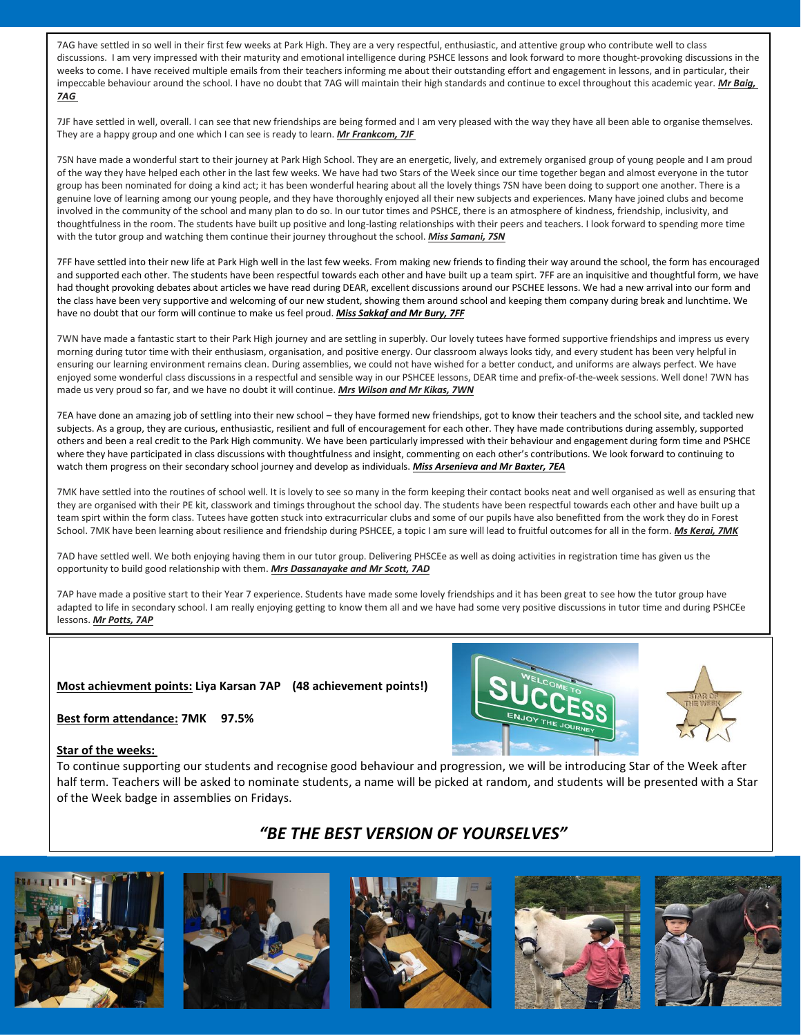7AG have settled in so well in their first few weeks at Park High. They are a very respectful, enthusiastic, and attentive group who contribute well to class discussions. I am very impressed with their maturity and emotional intelligence during PSHCE lessons and look forward to more thought-provoking discussions in the weeks to come. I have received multiple emails from their teachers informing me about their outstanding effort and engagement in lessons, and in particular, their impeccable behaviour around the school. I have no doubt that 7AG will maintain their high standards and continue to excel throughout this academic year. ***Mr Baig, 7AG***

7JF have settled in well, overall. I can see that new friendships are being formed and I am very pleased with the way they have all been able to organise themselves. They are a happy group and one which I can see is ready to learn. ***Mr Frankcom, 7JF***

7SN have made a wonderful start to their journey at Park High School. They are an energetic, lively, and extremely organised group of young people and I am proud of the way they have helped each other in the last few weeks. We have had two Stars of the Week since our time together began and almost everyone in the tutor group has been nominated for doing a kind act; it has been wonderful hearing about all the lovely things 7SN have been doing to support one another. There is a genuine love of learning among our young people, and they have thoroughly enjoyed all their new subjects and experiences. Many have joined clubs and become involved in the community of the school and many plan to do so. In our tutor times and PSHCE, there is an atmosphere of kindness, friendship, inclusivity, and thoughtfulness in the room. The students have built up positive and long-lasting relationships with their peers and teachers. I look forward to spending more time with the tutor group and watching them continue their journey throughout the school. ***Miss Samani, 7SN***

7FF have settled into their new life at Park High well in the last few weeks. From making new friends to finding their way around the school, the form has encouraged and supported each other. The students have been respectful towards each other and have built up a team spirt. 7FF are an inquisitive and thoughtful form, we have had thought provoking debates about articles we have read during DEAR, excellent discussions around our PSCHEE lessons. We had a new arrival into our form and the class have been very supportive and welcoming of our new student, showing them around school and keeping them company during break and lunchtime. We have no doubt that our form will continue to make us feel proud. ***Miss Sakkaf and Mr Bury, 7FF***

7WN have made a fantastic start to their Park High journey and are settling in superbly. Our lovely tutees have formed supportive friendships and impress us every morning during tutor time with their enthusiasm, organisation, and positive energy. Our classroom always looks tidy, and every student has been very helpful in ensuring our learning environment remains clean. During assemblies, we could not have wished for a better conduct, and uniforms are always perfect. We have enjoyed some wonderful class discussions in a respectful and sensible way in our PSHCEE lessons, DEAR time and prefix-of-the-week sessions. Well done! 7WN has made us very proud so far, and we have no doubt it will continue. ***Mrs Wilson and Mr Kikas, 7WN***

7EA have done an amazing job of settling into their new school – they have formed new friendships, got to know their teachers and the school site, and tackled new subjects. As a group, they are curious, enthusiastic, resilient and full of encouragement for each other. They have made contributions during assembly, supported others and been a real credit to the Park High community. We have been particularly impressed with their behaviour and engagement during form time and PSHCE where they have participated in class discussions with thoughtfulness and insight, commenting on each other's contributions. We look forward to continuing to watch them progress on their secondary school journey and develop as individuals. ***Miss Arsenieva and Mr Baxter, 7EA***

7MK have settled into the routines of school well. It is lovely to see so many in the form keeping their contact books neat and well organised as well as ensuring that they are organised with their PE kit, classwork and timings throughout the school day. The students have been respectful towards each other and have built up a team spirt within the form class. Tutees have gotten stuck into extracurricular clubs and some of our pupils have also benefitted from the work they do in Forest School. 7MK have been learning about resilience and friendship during PSHCEE, a topic I am sure will lead to fruitful outcomes for all in the form. ***Ms Kerai, 7MK***

7AD have settled well. We both enjoying having them in our tutor group. Delivering PHSCEe as well as doing activities in registration time has given us the opportunity to build good relationship with them. ***Mrs Dassanayake and Mr Scott, 7AD***

7AP have made a positive start to their Year 7 experience. Students have made some lovely friendships and it has been great to see how the tutor group have adapted to life in secondary school. I am really enjoying getting to know them all and we have had some very positive discussions in tutor time and during PSHCEe lessons. ***Mr Potts, 7AP***

**Most achievment points:** **Liya Karsan 7AP (48 achievement points!)**

**Best form attendance:** **7MK 97.5%**

**Star of the weeks:**

To continue supporting our students and recognise good behaviour and progression, we will be introducing Star of the Week after half term. Teachers will be asked to nominate students, a name will be picked at random, and students will be presented with a Star of the Week badge in assemblies on Fridays.

***"BE THE BEST VERSION OF YOURSELVES"***